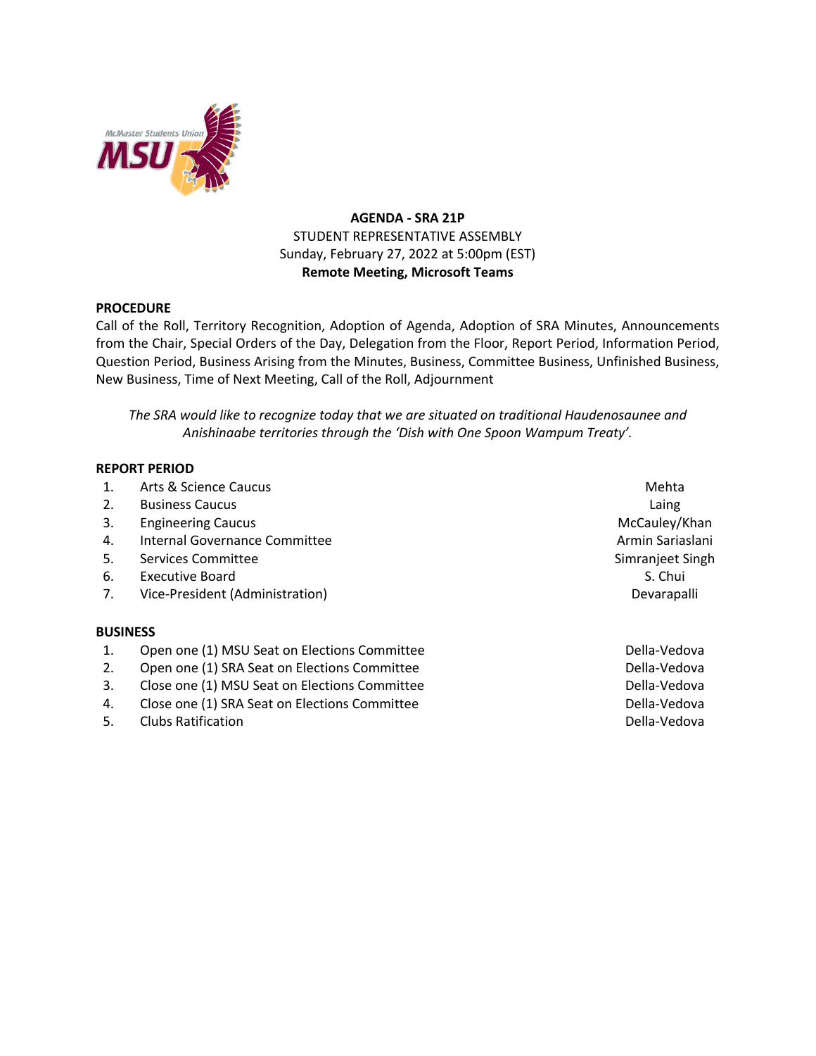**AGENDA - SRA 21P**

STUDENT REPRESENTATIVE ASSEMBLY

Sunday, February 27, 2022 at 5:00pm (EST)

**Remote Meeting, Microsoft Teams**

**PROCEDURE**

Call of the Roll, Territory Recognition, Adoption of Agenda, Adoption of SRA Minutes, Announcements from the Chair, Special Orders of the Day, Delegation from the Floor, Report Period, Information Period, Question Period, Business Arising from the Minutes, Business, Committee Business, Unfinished Business, New Business, Time of Next Meeting, Call of the Roll, Adjournment

*The SRA would like to recognize today that we are situated on traditional Haudenosaunee and Anishinaabe territories through the 'Dish with One Spoon Wampum Treaty'.*

**REPORT PERIOD**

| | | |
|---|---|---|
| 1. | Arts & Science Caucus | Mehta |
| 2. | Business Caucus | Laing |
| 3. | Engineering Caucus | McCauley/Khan |
| 4. | Internal Governance Committee | Armin Sariaslani |
| 5. | Services Committee | Simranjeet Singh |
| 6. | Executive Board | S. Chui |
| 7. | Vice-President (Administration) | Devarapalli |

**BUSINESS**

| | | |
|---|---|---|
| 1. | Open one (1) MSU Seat on Elections Committee | Della-Vedova |
| 2. | Open one (1) SRA Seat on Elections Committee | Della-Vedova |
| 3. | Close one (1) MSU Seat on Elections Committee | Della-Vedova |
| 4. | Close one (1) SRA Seat on Elections Committee | Della-Vedova |
| 5. | Clubs Ratification | Della-Vedova |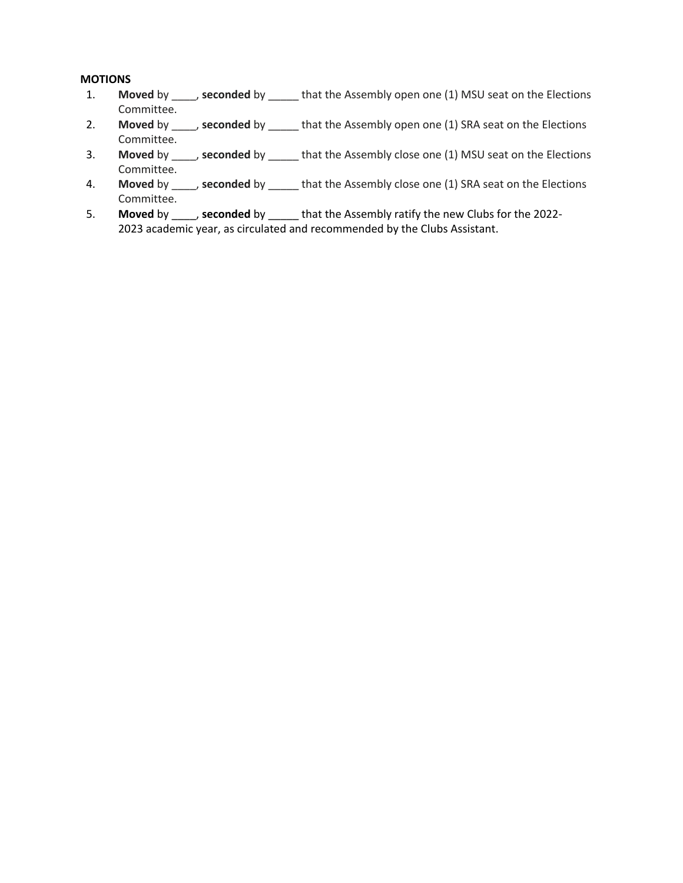**MOTIONS**

1. **Moved** by ____, **seconded** by _____ that the Assembly open one (1) MSU seat on the Elections Committee.
2. **Moved** by ____, **seconded** by _____ that the Assembly open one (1) SRA seat on the Elections Committee.
3. **Moved** by ____, **seconded** by _____ that the Assembly close one (1) MSU seat on the Elections Committee.
4. **Moved** by ____, **seconded** by _____ that the Assembly close one (1) SRA seat on the Elections Committee.
5. **Moved** by ____, **seconded** by _____ that the Assembly ratify the new Clubs for the 2022-2023 academic year, as circulated and recommended by the Clubs Assistant.